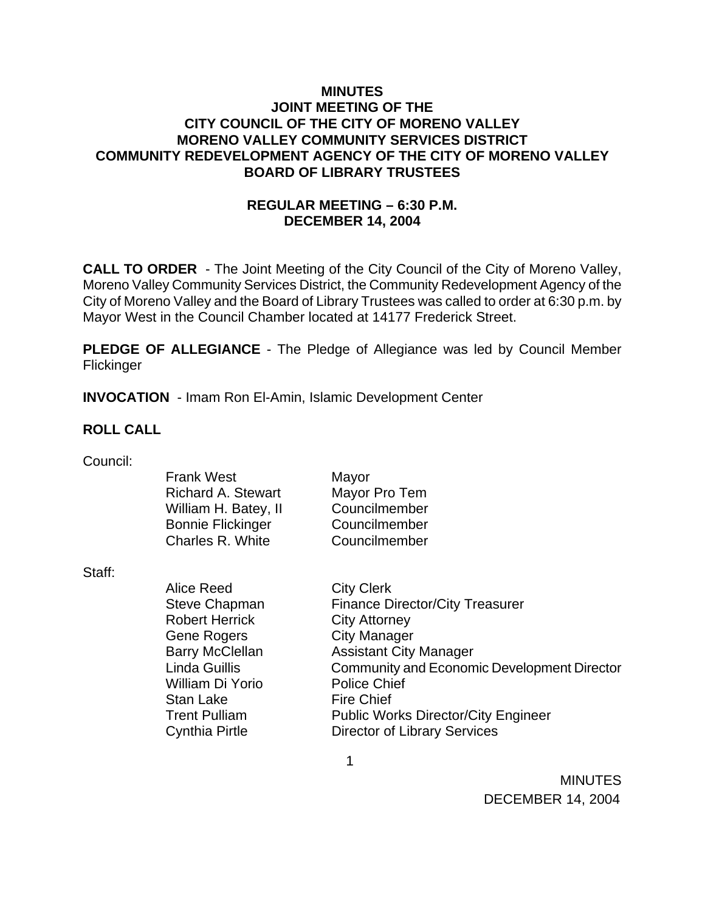# MINUTES
## JOINT MEETING OF THE
## CITY COUNCIL OF THE CITY OF MORENO VALLEY
## MORENO VALLEY COMMUNITY SERVICES DISTRICT
## COMMUNITY REDEVELOPMENT AGENCY OF THE CITY OF MORENO VALLEY
## BOARD OF LIBRARY TRUSTEES

**REGULAR MEETING – 6:30 P.M.**
**DECEMBER 14, 2004**

**CALL TO ORDER** - The Joint Meeting of the City Council of the City of Moreno Valley, Moreno Valley Community Services District, the Community Redevelopment Agency of the City of Moreno Valley and the Board of Library Trustees was called to order at 6:30 p.m. by Mayor West in the Council Chamber located at 14177 Frederick Street.

**PLEDGE OF ALLEGIANCE** - The Pledge of Allegiance was led by Council Member Flickinger

**INVOCATION** - Imam Ron El-Amin, Islamic Development Center

**ROLL CALL**

Council:

| | |
|---|---|
| Frank West | Mayor |
| Richard A. Stewart | Mayor Pro Tem |
| William H. Batey, II | Councilmember |
| Bonnie Flickinger | Councilmember |
| Charles R. White | Councilmember |

Staff:

| | |
|---|---|
| Alice Reed | City Clerk |
| Steve Chapman | Finance Director/City Treasurer |
| Robert Herrick | City Attorney |
| Gene Rogers | City Manager |
| Barry McClellan | Assistant City Manager |
| Linda Guillis | Community and Economic Development Director |
| William Di Yorio | Police Chief |
| Stan Lake | Fire Chief |
| Trent Pulliam | Public Works Director/City Engineer |
| Cynthia Pirtle | Director of Library Services |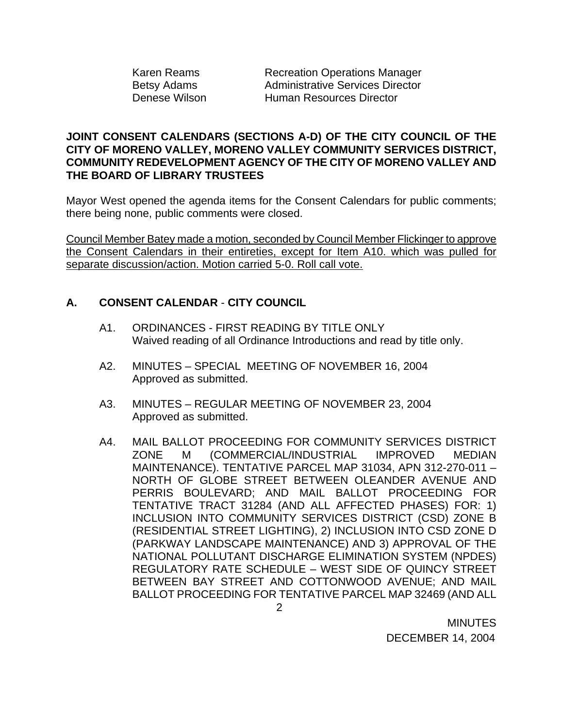Karen Reams Recreation Operations Manager
Betsy Adams Administrative Services Director
Denese Wilson Human Resources Director

**JOINT CONSENT CALENDARS (SECTIONS A-D) OF THE CITY COUNCIL OF THE CITY OF MORENO VALLEY, MORENO VALLEY COMMUNITY SERVICES DISTRICT, COMMUNITY REDEVELOPMENT AGENCY OF THE CITY OF MORENO VALLEY AND THE BOARD OF LIBRARY TRUSTEES**

Mayor West opened the agenda items for the Consent Calendars for public comments; there being none, public comments were closed.

Council Member Batey made a motion, seconded by Council Member Flickinger to approve the Consent Calendars in their entireties, except for Item A10. which was pulled for separate discussion/action. Motion carried 5-0. Roll call vote.

## A. CONSENT CALENDAR - CITY COUNCIL

A1. ORDINANCES - FIRST READING BY TITLE ONLY
Waived reading of all Ordinance Introductions and read by title only.

A2. MINUTES – SPECIAL MEETING OF NOVEMBER 16, 2004
Approved as submitted.

A3. MINUTES – REGULAR MEETING OF NOVEMBER 23, 2004
Approved as submitted.

A4. MAIL BALLOT PROCEEDING FOR COMMUNITY SERVICES DISTRICT ZONE M (COMMERCIAL/INDUSTRIAL IMPROVED MEDIAN MAINTENANCE). TENTATIVE PARCEL MAP 31034, APN 312-270-011 – NORTH OF GLOBE STREET BETWEEN OLEANDER AVENUE AND PERRIS BOULEVARD; AND MAIL BALLOT PROCEEDING FOR TENTATIVE TRACT 31284 (AND ALL AFFECTED PHASES) FOR: 1) INCLUSION INTO COMMUNITY SERVICES DISTRICT (CSD) ZONE B (RESIDENTIAL STREET LIGHTING), 2) INCLUSION INTO CSD ZONE D (PARKWAY LANDSCAPE MAINTENANCE) AND 3) APPROVAL OF THE NATIONAL POLLUTANT DISCHARGE ELIMINATION SYSTEM (NPDES) REGULATORY RATE SCHEDULE – WEST SIDE OF QUINCY STREET BETWEEN BAY STREET AND COTTONWOOD AVENUE; AND MAIL BALLOT PROCEEDING FOR TENTATIVE PARCEL MAP 32469 (AND ALL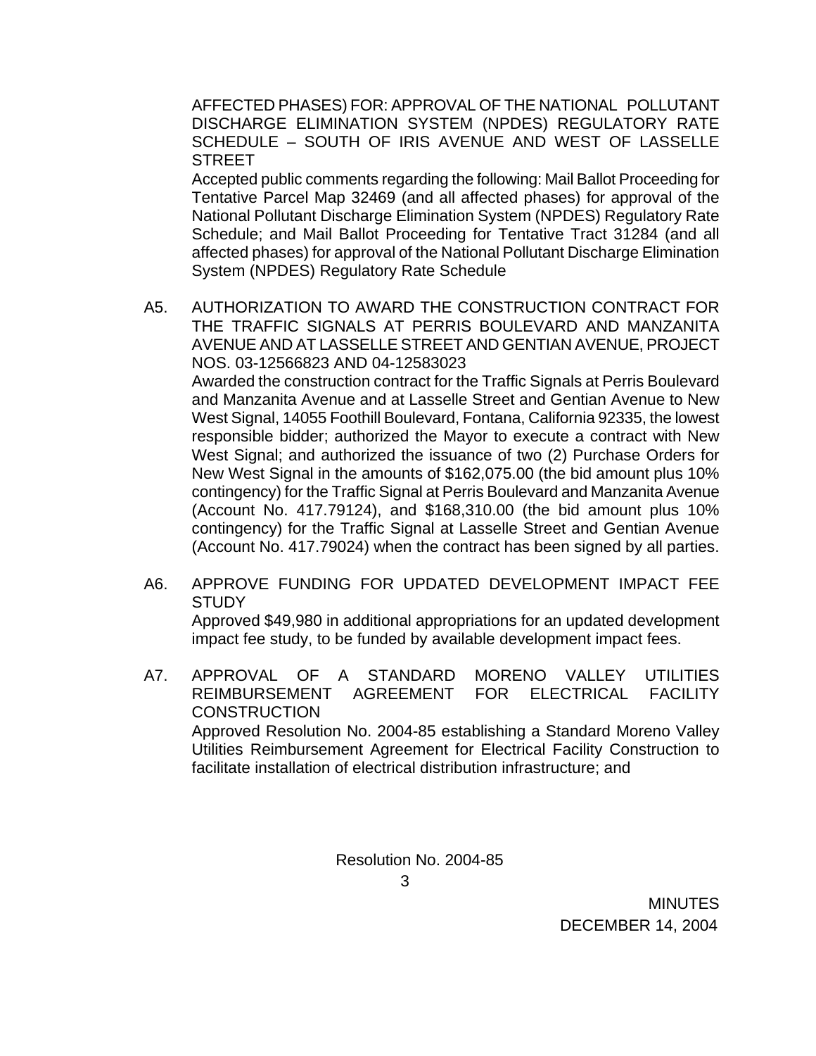AFFECTED PHASES) FOR: APPROVAL OF THE NATIONAL POLLUTANT DISCHARGE ELIMINATION SYSTEM (NPDES) REGULATORY RATE SCHEDULE – SOUTH OF IRIS AVENUE AND WEST OF LASSELLE STREET

Accepted public comments regarding the following: Mail Ballot Proceeding for Tentative Parcel Map 32469 (and all affected phases) for approval of the National Pollutant Discharge Elimination System (NPDES) Regulatory Rate Schedule; and Mail Ballot Proceeding for Tentative Tract 31284 (and all affected phases) for approval of the National Pollutant Discharge Elimination System (NPDES) Regulatory Rate Schedule

A5. AUTHORIZATION TO AWARD THE CONSTRUCTION CONTRACT FOR THE TRAFFIC SIGNALS AT PERRIS BOULEVARD AND MANZANITA AVENUE AND AT LASSELLE STREET AND GENTIAN AVENUE, PROJECT NOS. 03-12566823 AND 04-12583023

Awarded the construction contract for the Traffic Signals at Perris Boulevard and Manzanita Avenue and at Lasselle Street and Gentian Avenue to New West Signal, 14055 Foothill Boulevard, Fontana, California 92335, the lowest responsible bidder; authorized the Mayor to execute a contract with New West Signal; and authorized the issuance of two (2) Purchase Orders for New West Signal in the amounts of $162,075.00 (the bid amount plus 10% contingency) for the Traffic Signal at Perris Boulevard and Manzanita Avenue (Account No. 417.79124), and $168,310.00 (the bid amount plus 10% contingency) for the Traffic Signal at Lasselle Street and Gentian Avenue (Account No. 417.79024) when the contract has been signed by all parties.

A6. APPROVE FUNDING FOR UPDATED DEVELOPMENT IMPACT FEE STUDY

Approved $49,980 in additional appropriations for an updated development impact fee study, to be funded by available development impact fees.

A7. APPROVAL OF A STANDARD MORENO VALLEY UTILITIES REIMBURSEMENT AGREEMENT FOR ELECTRICAL FACILITY CONSTRUCTION

Approved Resolution No. 2004-85 establishing a Standard Moreno Valley Utilities Reimbursement Agreement for Electrical Facility Construction to facilitate installation of electrical distribution infrastructure; and

Resolution No. 2004-85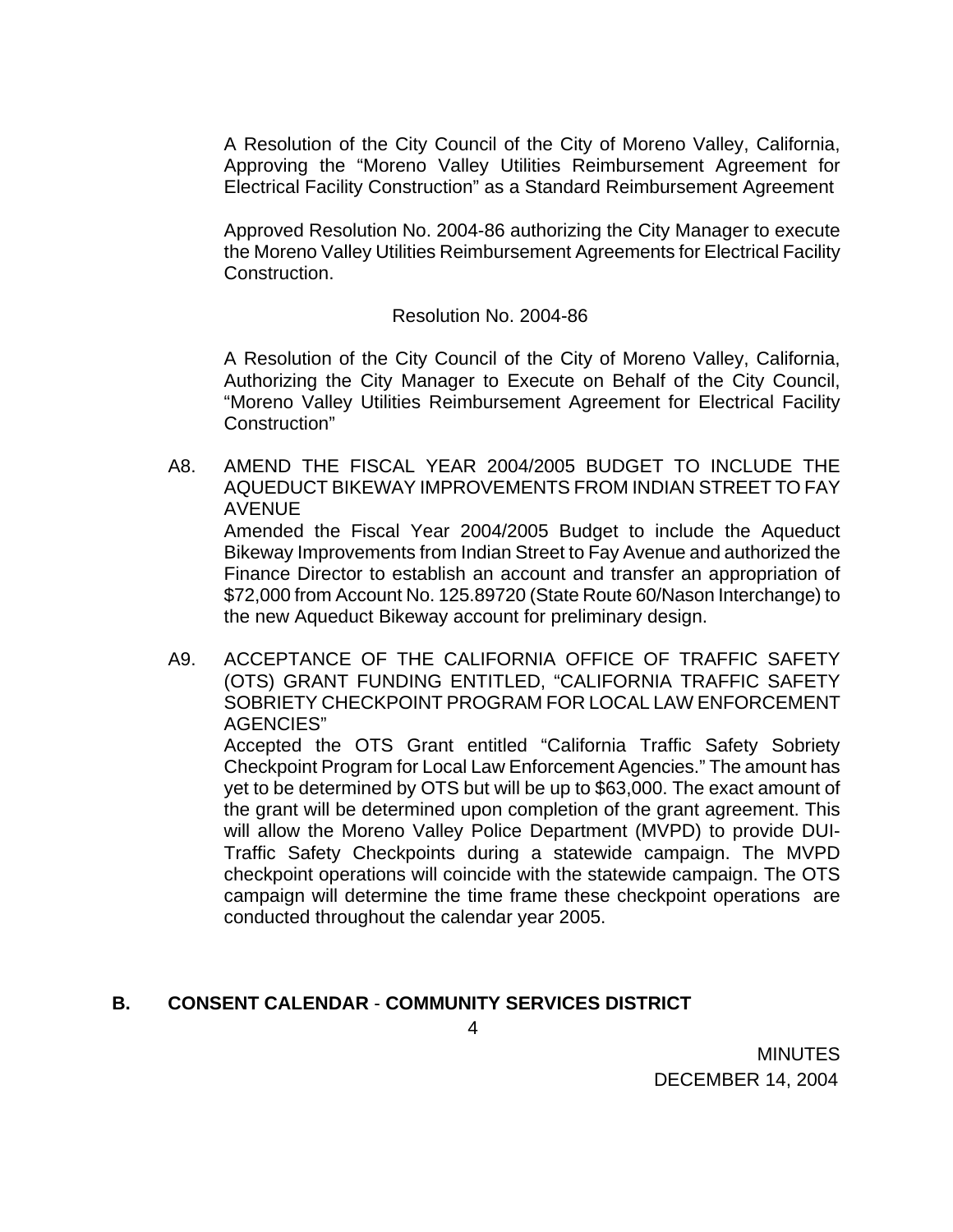A Resolution of the City Council of the City of Moreno Valley, California, Approving the "Moreno Valley Utilities Reimbursement Agreement for Electrical Facility Construction" as a Standard Reimbursement Agreement

Approved Resolution No. 2004-86 authorizing the City Manager to execute the Moreno Valley Utilities Reimbursement Agreements for Electrical Facility Construction.

Resolution No. 2004-86

A Resolution of the City Council of the City of Moreno Valley, California, Authorizing the City Manager to Execute on Behalf of the City Council, "Moreno Valley Utilities Reimbursement Agreement for Electrical Facility Construction"

A8. AMEND THE FISCAL YEAR 2004/2005 BUDGET TO INCLUDE THE AQUEDUCT BIKEWAY IMPROVEMENTS FROM INDIAN STREET TO FAY AVENUE
Amended the Fiscal Year 2004/2005 Budget to include the Aqueduct Bikeway Improvements from Indian Street to Fay Avenue and authorized the Finance Director to establish an account and transfer an appropriation of $72,000 from Account No. 125.89720 (State Route 60/Nason Interchange) to the new Aqueduct Bikeway account for preliminary design.

A9. ACCEPTANCE OF THE CALIFORNIA OFFICE OF TRAFFIC SAFETY (OTS) GRANT FUNDING ENTITLED, "CALIFORNIA TRAFFIC SAFETY SOBRIETY CHECKPOINT PROGRAM FOR LOCAL LAW ENFORCEMENT AGENCIES"
Accepted the OTS Grant entitled "California Traffic Safety Sobriety Checkpoint Program for Local Law Enforcement Agencies." The amount has yet to be determined by OTS but will be up to $63,000. The exact amount of the grant will be determined upon completion of the grant agreement. This will allow the Moreno Valley Police Department (MVPD) to provide DUI-Traffic Safety Checkpoints during a statewide campaign. The MVPD checkpoint operations will coincide with the statewide campaign. The OTS campaign will determine the time frame these checkpoint operations are conducted throughout the calendar year 2005.

## B. CONSENT CALENDAR - COMMUNITY SERVICES DISTRICT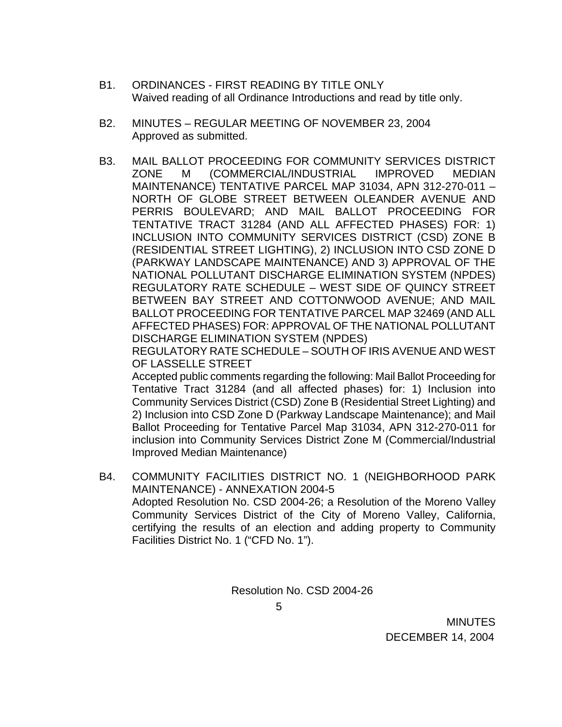B1. ORDINANCES - FIRST READING BY TITLE ONLY
Waived reading of all Ordinance Introductions and read by title only.

B2. MINUTES – REGULAR MEETING OF NOVEMBER 23, 2004
Approved as submitted.

B3. MAIL BALLOT PROCEEDING FOR COMMUNITY SERVICES DISTRICT ZONE M (COMMERCIAL/INDUSTRIAL IMPROVED MEDIAN MAINTENANCE) TENTATIVE PARCEL MAP 31034, APN 312-270-011 – NORTH OF GLOBE STREET BETWEEN OLEANDER AVENUE AND PERRIS BOULEVARD; AND MAIL BALLOT PROCEEDING FOR TENTATIVE TRACT 31284 (AND ALL AFFECTED PHASES) FOR: 1) INCLUSION INTO COMMUNITY SERVICES DISTRICT (CSD) ZONE B (RESIDENTIAL STREET LIGHTING), 2) INCLUSION INTO CSD ZONE D (PARKWAY LANDSCAPE MAINTENANCE) AND 3) APPROVAL OF THE NATIONAL POLLUTANT DISCHARGE ELIMINATION SYSTEM (NPDES) REGULATORY RATE SCHEDULE – WEST SIDE OF QUINCY STREET BETWEEN BAY STREET AND COTTONWOOD AVENUE; AND MAIL BALLOT PROCEEDING FOR TENTATIVE PARCEL MAP 32469 (AND ALL AFFECTED PHASES) FOR: APPROVAL OF THE NATIONAL POLLUTANT DISCHARGE ELIMINATION SYSTEM (NPDES) REGULATORY RATE SCHEDULE – SOUTH OF IRIS AVENUE AND WEST OF LASSELLE STREET
Accepted public comments regarding the following: Mail Ballot Proceeding for Tentative Tract 31284 (and all affected phases) for: 1) Inclusion into Community Services District (CSD) Zone B (Residential Street Lighting) and 2) Inclusion into CSD Zone D (Parkway Landscape Maintenance); and Mail Ballot Proceeding for Tentative Parcel Map 31034, APN 312-270-011 for inclusion into Community Services District Zone M (Commercial/Industrial Improved Median Maintenance)

B4. COMMUNITY FACILITIES DISTRICT NO. 1 (NEIGHBORHOOD PARK MAINTENANCE) - ANNEXATION 2004-5
Adopted Resolution No. CSD 2004-26; a Resolution of the Moreno Valley Community Services District of the City of Moreno Valley, California, certifying the results of an election and adding property to Community Facilities District No. 1 ("CFD No. 1").

Resolution No. CSD 2004-26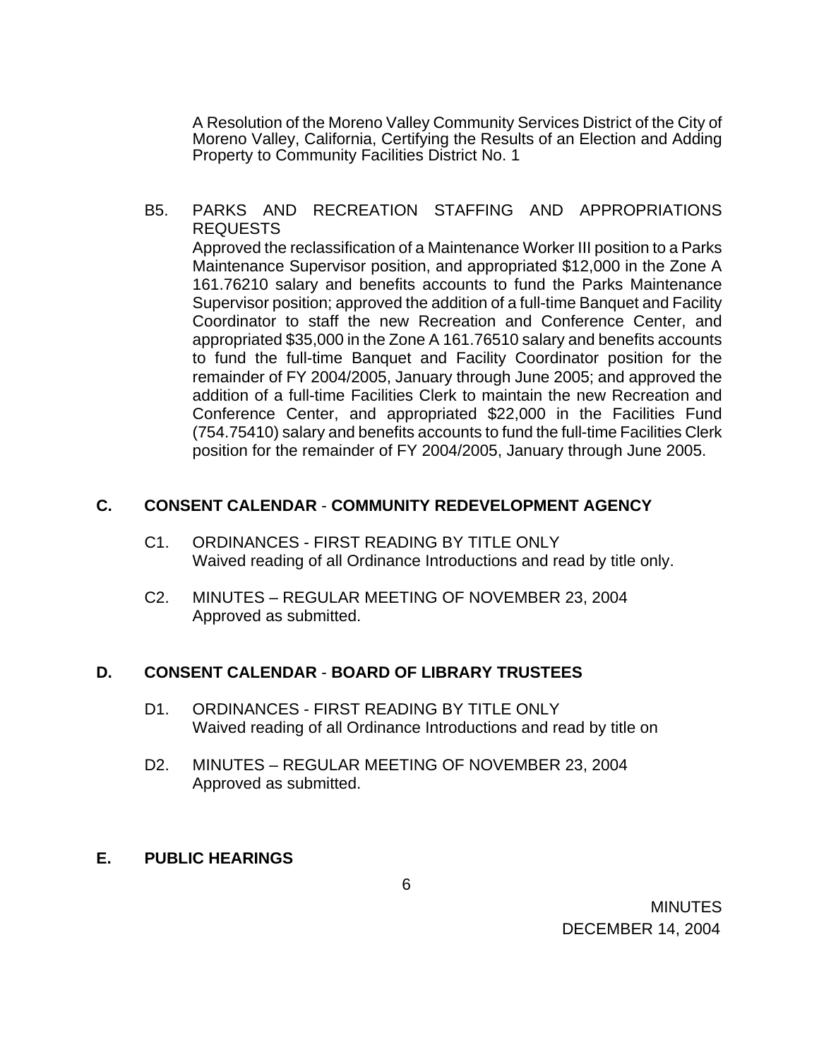A Resolution of the Moreno Valley Community Services District of the City of Moreno Valley, California, Certifying the Results of an Election and Adding Property to Community Facilities District No. 1

B5. PARKS AND RECREATION STAFFING AND APPROPRIATIONS REQUESTS
Approved the reclassification of a Maintenance Worker III position to a Parks Maintenance Supervisor position, and appropriated $12,000 in the Zone A 161.76210 salary and benefits accounts to fund the Parks Maintenance Supervisor position; approved the addition of a full-time Banquet and Facility Coordinator to staff the new Recreation and Conference Center, and appropriated $35,000 in the Zone A 161.76510 salary and benefits accounts to fund the full-time Banquet and Facility Coordinator position for the remainder of FY 2004/2005, January through June 2005; and approved the addition of a full-time Facilities Clerk to maintain the new Recreation and Conference Center, and appropriated $22,000 in the Facilities Fund (754.75410) salary and benefits accounts to fund the full-time Facilities Clerk position for the remainder of FY 2004/2005, January through June 2005.

## C. CONSENT CALENDAR - COMMUNITY REDEVELOPMENT AGENCY

C1. ORDINANCES - FIRST READING BY TITLE ONLY
Waived reading of all Ordinance Introductions and read by title only.

C2. MINUTES – REGULAR MEETING OF NOVEMBER 23, 2004
Approved as submitted.

## D. CONSENT CALENDAR - BOARD OF LIBRARY TRUSTEES

D1. ORDINANCES - FIRST READING BY TITLE ONLY
Waived reading of all Ordinance Introductions and read by title on

D2. MINUTES – REGULAR MEETING OF NOVEMBER 23, 2004
Approved as submitted.

## E. PUBLIC HEARINGS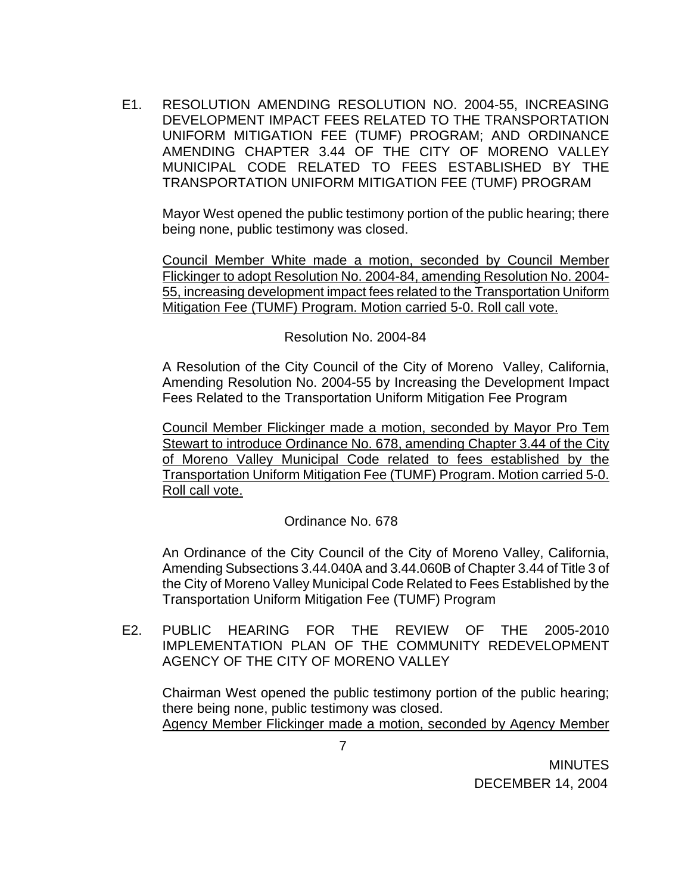E1. RESOLUTION AMENDING RESOLUTION NO. 2004-55, INCREASING DEVELOPMENT IMPACT FEES RELATED TO THE TRANSPORTATION UNIFORM MITIGATION FEE (TUMF) PROGRAM; AND ORDINANCE AMENDING CHAPTER 3.44 OF THE CITY OF MORENO VALLEY MUNICIPAL CODE RELATED TO FEES ESTABLISHED BY THE TRANSPORTATION UNIFORM MITIGATION FEE (TUMF) PROGRAM

Mayor West opened the public testimony portion of the public hearing; there being none, public testimony was closed.

Council Member White made a motion, seconded by Council Member Flickinger to adopt Resolution No. 2004-84, amending Resolution No. 2004-55, increasing development impact fees related to the Transportation Uniform Mitigation Fee (TUMF) Program. Motion carried 5-0. Roll call vote.

Resolution No. 2004-84

A Resolution of the City Council of the City of Moreno Valley, California, Amending Resolution No. 2004-55 by Increasing the Development Impact Fees Related to the Transportation Uniform Mitigation Fee Program

Council Member Flickinger made a motion, seconded by Mayor Pro Tem Stewart to introduce Ordinance No. 678, amending Chapter 3.44 of the City of Moreno Valley Municipal Code related to fees established by the Transportation Uniform Mitigation Fee (TUMF) Program. Motion carried 5-0. Roll call vote.

Ordinance No. 678

An Ordinance of the City Council of the City of Moreno Valley, California, Amending Subsections 3.44.040A and 3.44.060B of Chapter 3.44 of Title 3 of the City of Moreno Valley Municipal Code Related to Fees Established by the Transportation Uniform Mitigation Fee (TUMF) Program

E2. PUBLIC HEARING FOR THE REVIEW OF THE 2005-2010 IMPLEMENTATION PLAN OF THE COMMUNITY REDEVELOPMENT AGENCY OF THE CITY OF MORENO VALLEY

Chairman West opened the public testimony portion of the public hearing; there being none, public testimony was closed.
Agency Member Flickinger made a motion, seconded by Agency Member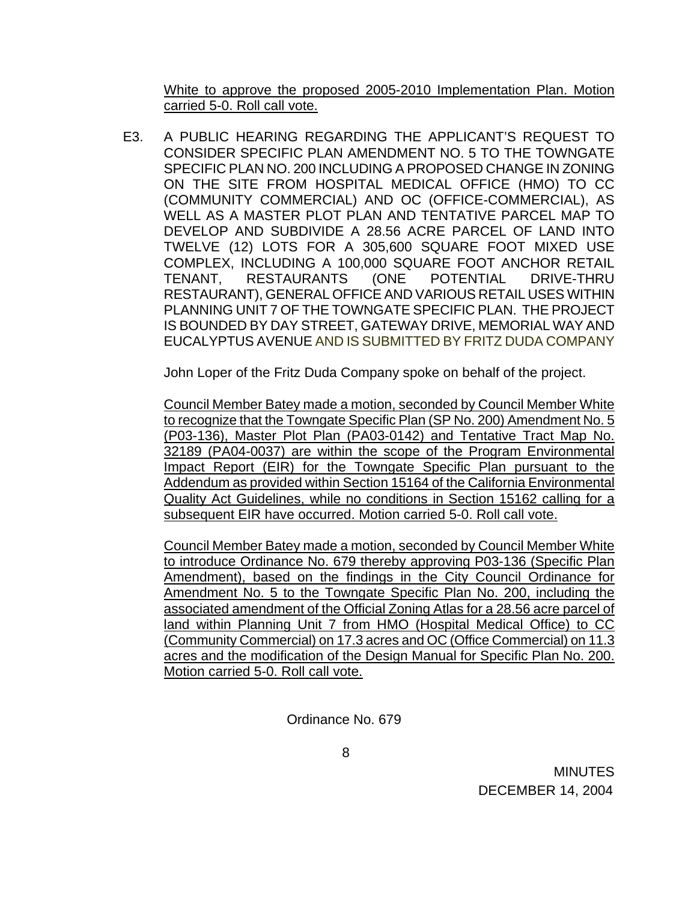White to approve the proposed 2005-2010 Implementation Plan. Motion carried 5-0. Roll call vote.

E3. A PUBLIC HEARING REGARDING THE APPLICANT'S REQUEST TO CONSIDER SPECIFIC PLAN AMENDMENT NO. 5 TO THE TOWNGATE SPECIFIC PLAN NO. 200 INCLUDING A PROPOSED CHANGE IN ZONING ON THE SITE FROM HOSPITAL MEDICAL OFFICE (HMO) TO CC (COMMUNITY COMMERCIAL) AND OC (OFFICE-COMMERCIAL), AS WELL AS A MASTER PLOT PLAN AND TENTATIVE PARCEL MAP TO DEVELOP AND SUBDIVIDE A 28.56 ACRE PARCEL OF LAND INTO TWELVE (12) LOTS FOR A 305,600 SQUARE FOOT MIXED USE COMPLEX, INCLUDING A 100,000 SQUARE FOOT ANCHOR RETAIL TENANT, RESTAURANTS (ONE POTENTIAL DRIVE-THRU RESTAURANT), GENERAL OFFICE AND VARIOUS RETAIL USES WITHIN PLANNING UNIT 7 OF THE TOWNGATE SPECIFIC PLAN. THE PROJECT IS BOUNDED BY DAY STREET, GATEWAY DRIVE, MEMORIAL WAY AND EUCALYPTUS AVENUE AND IS SUBMITTED BY FRITZ DUDA COMPANY

John Loper of the Fritz Duda Company spoke on behalf of the project.

Council Member Batey made a motion, seconded by Council Member White to recognize that the Towngate Specific Plan (SP No. 200) Amendment No. 5 (P03-136), Master Plot Plan (PA03-0142) and Tentative Tract Map No. 32189 (PA04-0037) are within the scope of the Program Environmental Impact Report (EIR) for the Towngate Specific Plan pursuant to the Addendum as provided within Section 15164 of the California Environmental Quality Act Guidelines, while no conditions in Section 15162 calling for a subsequent EIR have occurred. Motion carried 5-0. Roll call vote.

Council Member Batey made a motion, seconded by Council Member White to introduce Ordinance No. 679 thereby approving P03-136 (Specific Plan Amendment), based on the findings in the City Council Ordinance for Amendment No. 5 to the Towngate Specific Plan No. 200, including the associated amendment of the Official Zoning Atlas for a 28.56 acre parcel of land within Planning Unit 7 from HMO (Hospital Medical Office) to CC (Community Commercial) on 17.3 acres and OC (Office Commercial) on 11.3 acres and the modification of the Design Manual for Specific Plan No. 200. Motion carried 5-0. Roll call vote.

Ordinance No. 679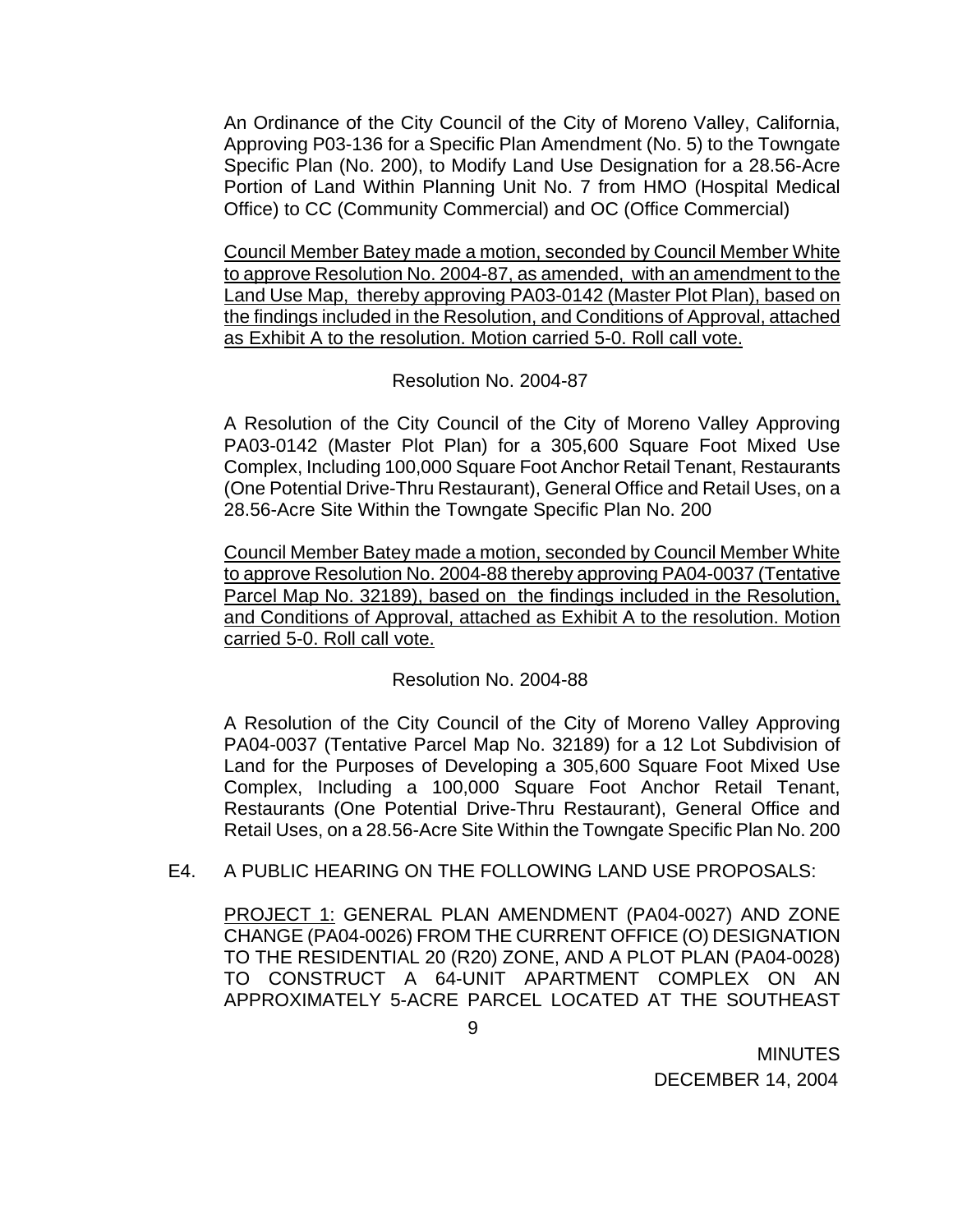An Ordinance of the City Council of the City of Moreno Valley, California, Approving P03-136 for a Specific Plan Amendment (No. 5) to the Towngate Specific Plan (No. 200), to Modify Land Use Designation for a 28.56-Acre Portion of Land Within Planning Unit No. 7 from HMO (Hospital Medical Office) to CC (Community Commercial) and OC (Office Commercial)

<u>Council Member Batey made a motion, seconded by Council Member White to approve Resolution No. 2004-87, as amended, with an amendment to the Land Use Map, thereby approving PA03-0142 (Master Plot Plan), based on the findings included in the Resolution, and Conditions of Approval, attached as Exhibit A to the resolution. Motion carried 5-0. Roll call vote.</u>

Resolution No. 2004-87

A Resolution of the City Council of the City of Moreno Valley Approving PA03-0142 (Master Plot Plan) for a 305,600 Square Foot Mixed Use Complex, Including 100,000 Square Foot Anchor Retail Tenant, Restaurants (One Potential Drive-Thru Restaurant), General Office and Retail Uses, on a 28.56-Acre Site Within the Towngate Specific Plan No. 200

<u>Council Member Batey made a motion, seconded by Council Member White to approve Resolution No. 2004-88 thereby approving PA04-0037 (Tentative Parcel Map No. 32189), based on the findings included in the Resolution, and Conditions of Approval, attached as Exhibit A to the resolution. Motion carried 5-0. Roll call vote.</u>

Resolution No. 2004-88

A Resolution of the City Council of the City of Moreno Valley Approving PA04-0037 (Tentative Parcel Map No. 32189) for a 12 Lot Subdivision of Land for the Purposes of Developing a 305,600 Square Foot Mixed Use Complex, Including a 100,000 Square Foot Anchor Retail Tenant, Restaurants (One Potential Drive-Thru Restaurant), General Office and Retail Uses, on a 28.56-Acre Site Within the Towngate Specific Plan No. 200

E4. A PUBLIC HEARING ON THE FOLLOWING LAND USE PROPOSALS:

<u>PROJECT 1:</u> GENERAL PLAN AMENDMENT (PA04-0027) AND ZONE CHANGE (PA04-0026) FROM THE CURRENT OFFICE (O) DESIGNATION TO THE RESIDENTIAL 20 (R20) ZONE, AND A PLOT PLAN (PA04-0028) TO CONSTRUCT A 64-UNIT APARTMENT COMPLEX ON AN APPROXIMATELY 5-ACRE PARCEL LOCATED AT THE SOUTHEAST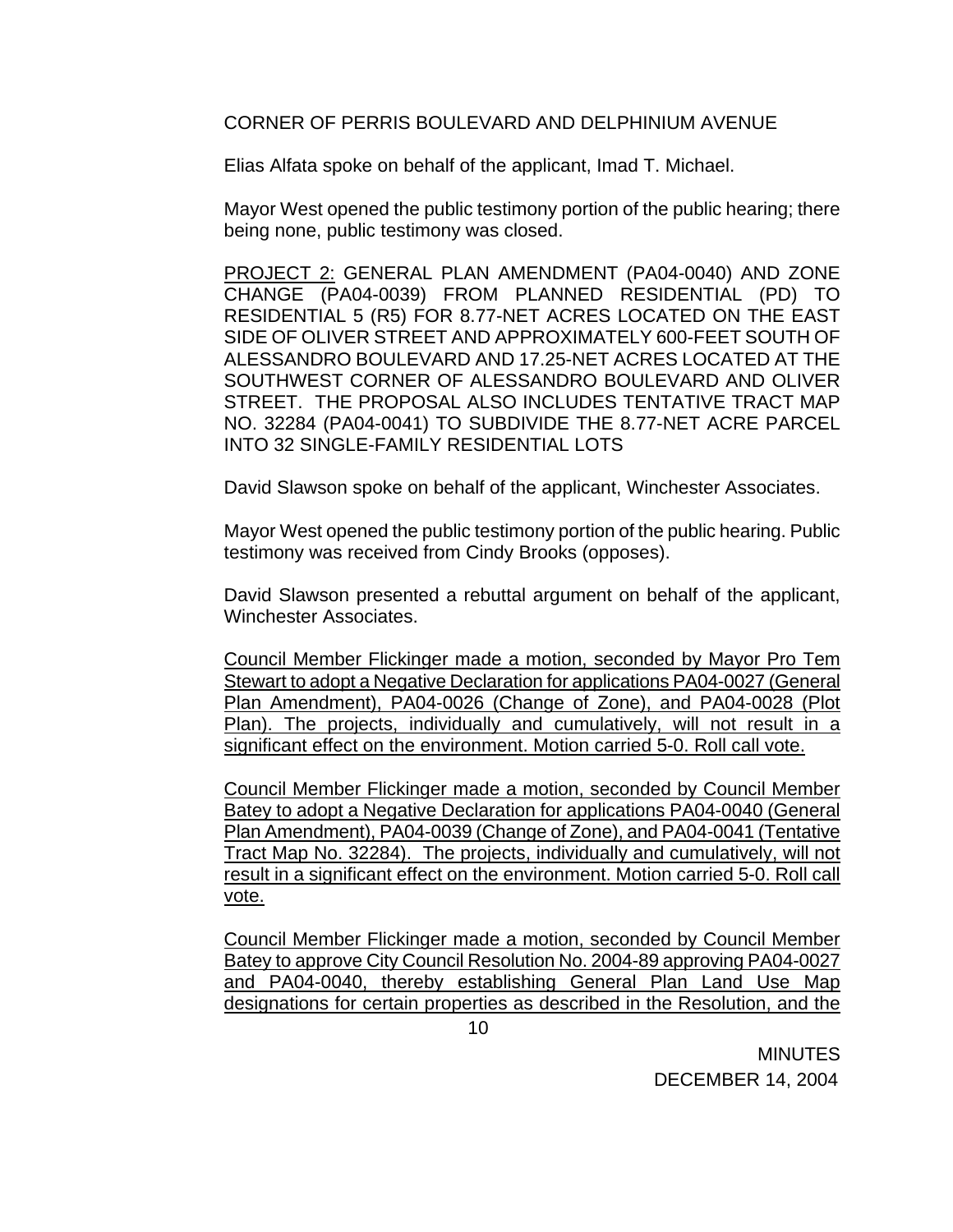CORNER OF PERRIS BOULEVARD AND DELPHINIUM AVENUE

Elias Alfata spoke on behalf of the applicant, Imad T. Michael.

Mayor West opened the public testimony portion of the public hearing; there being none, public testimony was closed.

<u>PROJECT 2:</u> GENERAL PLAN AMENDMENT (PA04-0040) AND ZONE CHANGE (PA04-0039) FROM PLANNED RESIDENTIAL (PD) TO RESIDENTIAL 5 (R5) FOR 8.77-NET ACRES LOCATED ON THE EAST SIDE OF OLIVER STREET AND APPROXIMATELY 600-FEET SOUTH OF ALESSANDRO BOULEVARD AND 17.25-NET ACRES LOCATED AT THE SOUTHWEST CORNER OF ALESSANDRO BOULEVARD AND OLIVER STREET. THE PROPOSAL ALSO INCLUDES TENTATIVE TRACT MAP NO. 32284 (PA04-0041) TO SUBDIVIDE THE 8.77-NET ACRE PARCEL INTO 32 SINGLE-FAMILY RESIDENTIAL LOTS

David Slawson spoke on behalf of the applicant, Winchester Associates.

Mayor West opened the public testimony portion of the public hearing. Public testimony was received from Cindy Brooks (opposes).

David Slawson presented a rebuttal argument on behalf of the applicant, Winchester Associates.

<u>Council Member Flickinger made a motion, seconded by Mayor Pro Tem Stewart to adopt a Negative Declaration for applications PA04-0027 (General Plan Amendment), PA04-0026 (Change of Zone), and PA04-0028 (Plot Plan). The projects, individually and cumulatively, will not result in a significant effect on the environment. Motion carried 5-0. Roll call vote.</u>

<u>Council Member Flickinger made a motion, seconded by Council Member Batey to adopt a Negative Declaration for applications PA04-0040 (General Plan Amendment), PA04-0039 (Change of Zone), and PA04-0041 (Tentative Tract Map No. 32284). The projects, individually and cumulatively, will not result in a significant effect on the environment. Motion carried 5-0. Roll call vote.</u>

<u>Council Member Flickinger made a motion, seconded by Council Member Batey to approve City Council Resolution No. 2004-89 approving PA04-0027 and PA04-0040, thereby establishing General Plan Land Use Map designations for certain properties as described in the Resolution, and the</u>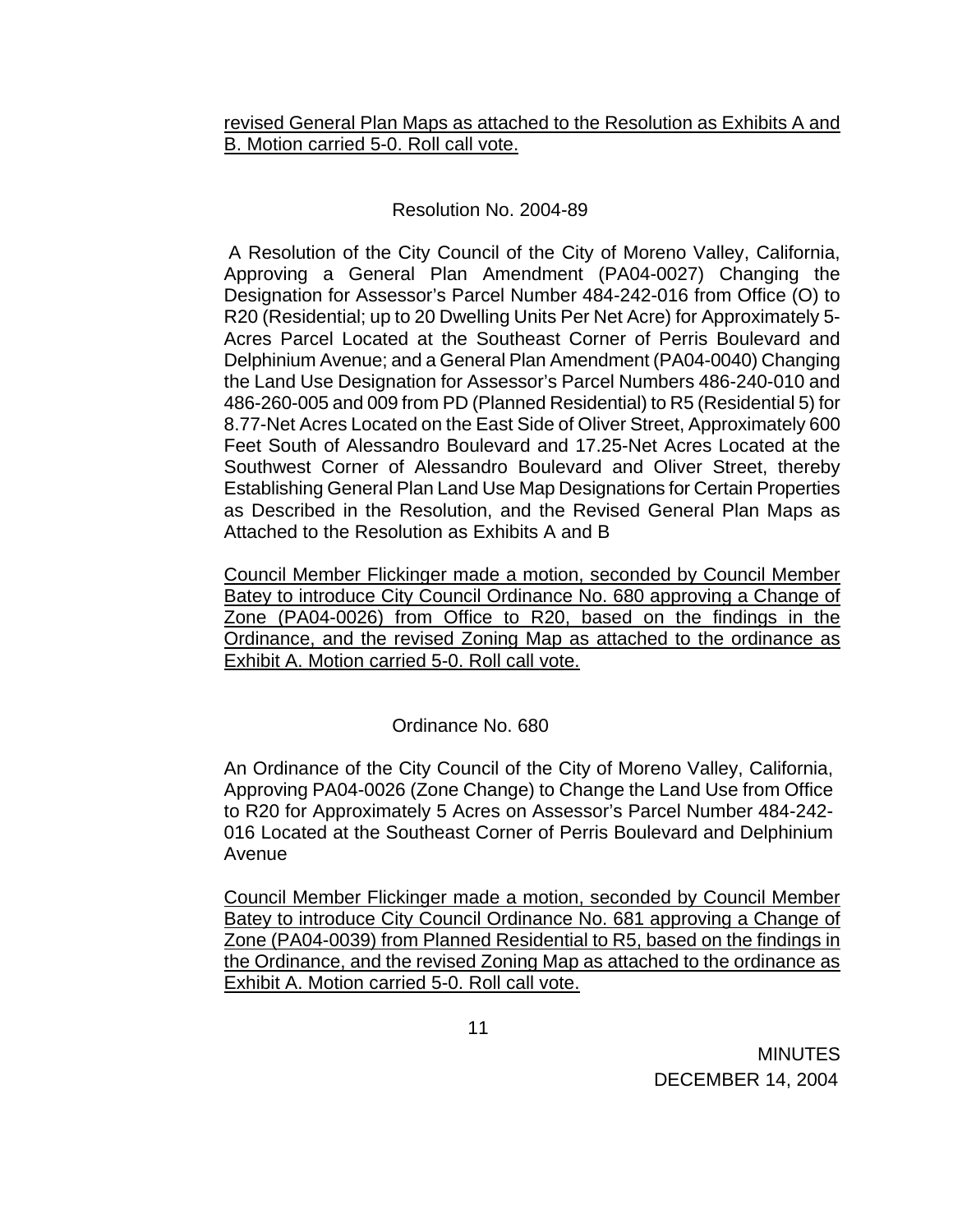revised General Plan Maps as attached to the Resolution as Exhibits A and B. Motion carried 5-0. Roll call vote.

Resolution No. 2004-89

A Resolution of the City Council of the City of Moreno Valley, California, Approving a General Plan Amendment (PA04-0027) Changing the Designation for Assessor's Parcel Number 484-242-016 from Office (O) to R20 (Residential; up to 20 Dwelling Units Per Net Acre) for Approximately 5-Acres Parcel Located at the Southeast Corner of Perris Boulevard and Delphinium Avenue; and a General Plan Amendment (PA04-0040) Changing the Land Use Designation for Assessor's Parcel Numbers 486-240-010 and 486-260-005 and 009 from PD (Planned Residential) to R5 (Residential 5) for 8.77-Net Acres Located on the East Side of Oliver Street, Approximately 600 Feet South of Alessandro Boulevard and 17.25-Net Acres Located at the Southwest Corner of Alessandro Boulevard and Oliver Street, thereby Establishing General Plan Land Use Map Designations for Certain Properties as Described in the Resolution, and the Revised General Plan Maps as Attached to the Resolution as Exhibits A and B

Council Member Flickinger made a motion, seconded by Council Member Batey to introduce City Council Ordinance No. 680 approving a Change of Zone (PA04-0026) from Office to R20, based on the findings in the Ordinance, and the revised Zoning Map as attached to the ordinance as Exhibit A. Motion carried 5-0. Roll call vote.

Ordinance No. 680

An Ordinance of the City Council of the City of Moreno Valley, California, Approving PA04-0026 (Zone Change) to Change the Land Use from Office to R20 for Approximately 5 Acres on Assessor's Parcel Number 484-242-016 Located at the Southeast Corner of Perris Boulevard and Delphinium Avenue

Council Member Flickinger made a motion, seconded by Council Member Batey to introduce City Council Ordinance No. 681 approving a Change of Zone (PA04-0039) from Planned Residential to R5, based on the findings in the Ordinance, and the revised Zoning Map as attached to the ordinance as Exhibit A. Motion carried 5-0. Roll call vote.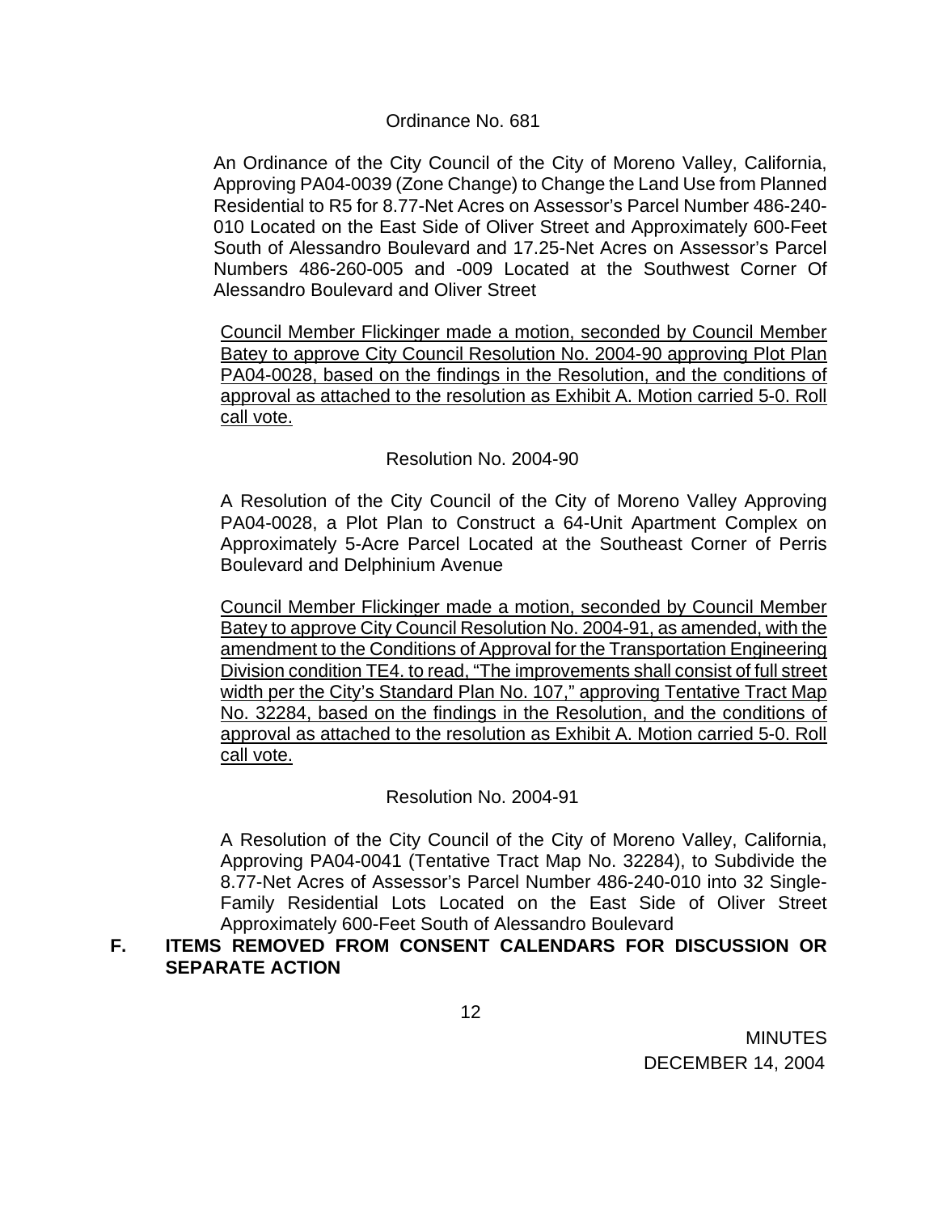Ordinance No. 681

An Ordinance of the City Council of the City of Moreno Valley, California, Approving PA04-0039 (Zone Change) to Change the Land Use from Planned Residential to R5 for 8.77-Net Acres on Assessor's Parcel Number 486-240-010 Located on the East Side of Oliver Street and Approximately 600-Feet South of Alessandro Boulevard and 17.25-Net Acres on Assessor's Parcel Numbers 486-260-005 and -009 Located at the Southwest Corner Of Alessandro Boulevard and Oliver Street

<u>Council Member Flickinger made a motion, seconded by Council Member Batey to approve City Council Resolution No. 2004-90 approving Plot Plan PA04-0028, based on the findings in the Resolution, and the conditions of approval as attached to the resolution as Exhibit A. Motion carried 5-0. Roll call vote.</u>

Resolution No. 2004-90

A Resolution of the City Council of the City of Moreno Valley Approving PA04-0028, a Plot Plan to Construct a 64-Unit Apartment Complex on Approximately 5-Acre Parcel Located at the Southeast Corner of Perris Boulevard and Delphinium Avenue

<u>Council Member Flickinger made a motion, seconded by Council Member Batey to approve City Council Resolution No. 2004-91, as amended, with the amendment to the Conditions of Approval for the Transportation Engineering Division condition TE4. to read, "The improvements shall consist of full street width per the City's Standard Plan No. 107," approving Tentative Tract Map No. 32284, based on the findings in the Resolution, and the conditions of approval as attached to the resolution as Exhibit A. Motion carried 5-0. Roll call vote.</u>

Resolution No. 2004-91

A Resolution of the City Council of the City of Moreno Valley, California, Approving PA04-0041 (Tentative Tract Map No. 32284), to Subdivide the 8.77-Net Acres of Assessor's Parcel Number 486-240-010 into 32 Single-Family Residential Lots Located on the East Side of Oliver Street Approximately 600-Feet South of Alessandro Boulevard

**F. ITEMS REMOVED FROM CONSENT CALENDARS FOR DISCUSSION OR SEPARATE ACTION**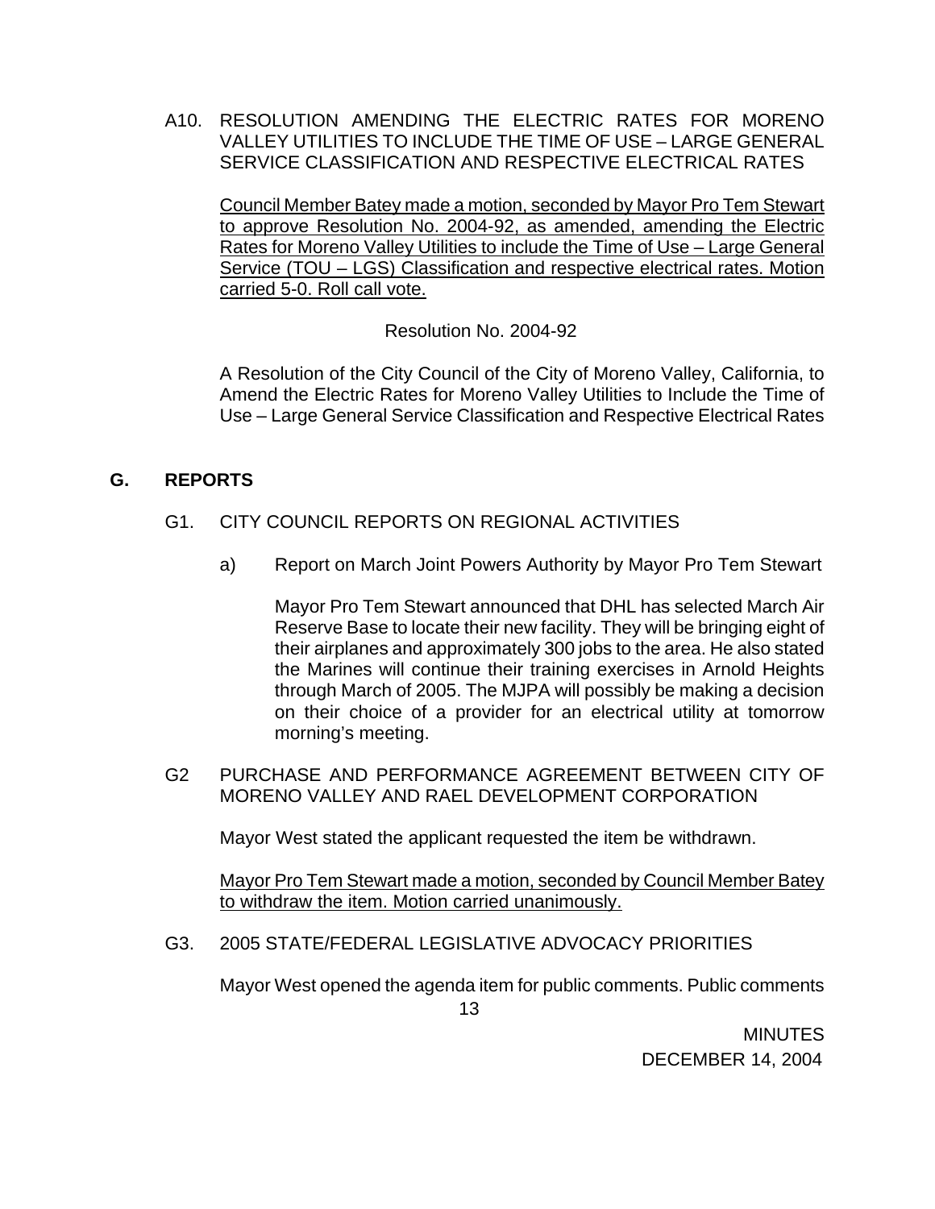A10. RESOLUTION AMENDING THE ELECTRIC RATES FOR MORENO VALLEY UTILITIES TO INCLUDE THE TIME OF USE – LARGE GENERAL SERVICE CLASSIFICATION AND RESPECTIVE ELECTRICAL RATES

Council Member Batey made a motion, seconded by Mayor Pro Tem Stewart to approve Resolution No. 2004-92, as amended, amending the Electric Rates for Moreno Valley Utilities to include the Time of Use – Large General Service (TOU – LGS) Classification and respective electrical rates. Motion carried 5-0. Roll call vote.

Resolution No. 2004-92

A Resolution of the City Council of the City of Moreno Valley, California, to Amend the Electric Rates for Moreno Valley Utilities to Include the Time of Use – Large General Service Classification and Respective Electrical Rates

## G. REPORTS

G1. CITY COUNCIL REPORTS ON REGIONAL ACTIVITIES

a) Report on March Joint Powers Authority by Mayor Pro Tem Stewart

Mayor Pro Tem Stewart announced that DHL has selected March Air Reserve Base to locate their new facility. They will be bringing eight of their airplanes and approximately 300 jobs to the area. He also stated the Marines will continue their training exercises in Arnold Heights through March of 2005. The MJPA will possibly be making a decision on their choice of a provider for an electrical utility at tomorrow morning's meeting.

G2 PURCHASE AND PERFORMANCE AGREEMENT BETWEEN CITY OF MORENO VALLEY AND RAEL DEVELOPMENT CORPORATION

Mayor West stated the applicant requested the item be withdrawn.

Mayor Pro Tem Stewart made a motion, seconded by Council Member Batey to withdraw the item. Motion carried unanimously.

G3. 2005 STATE/FEDERAL LEGISLATIVE ADVOCACY PRIORITIES

Mayor West opened the agenda item for public comments. Public comments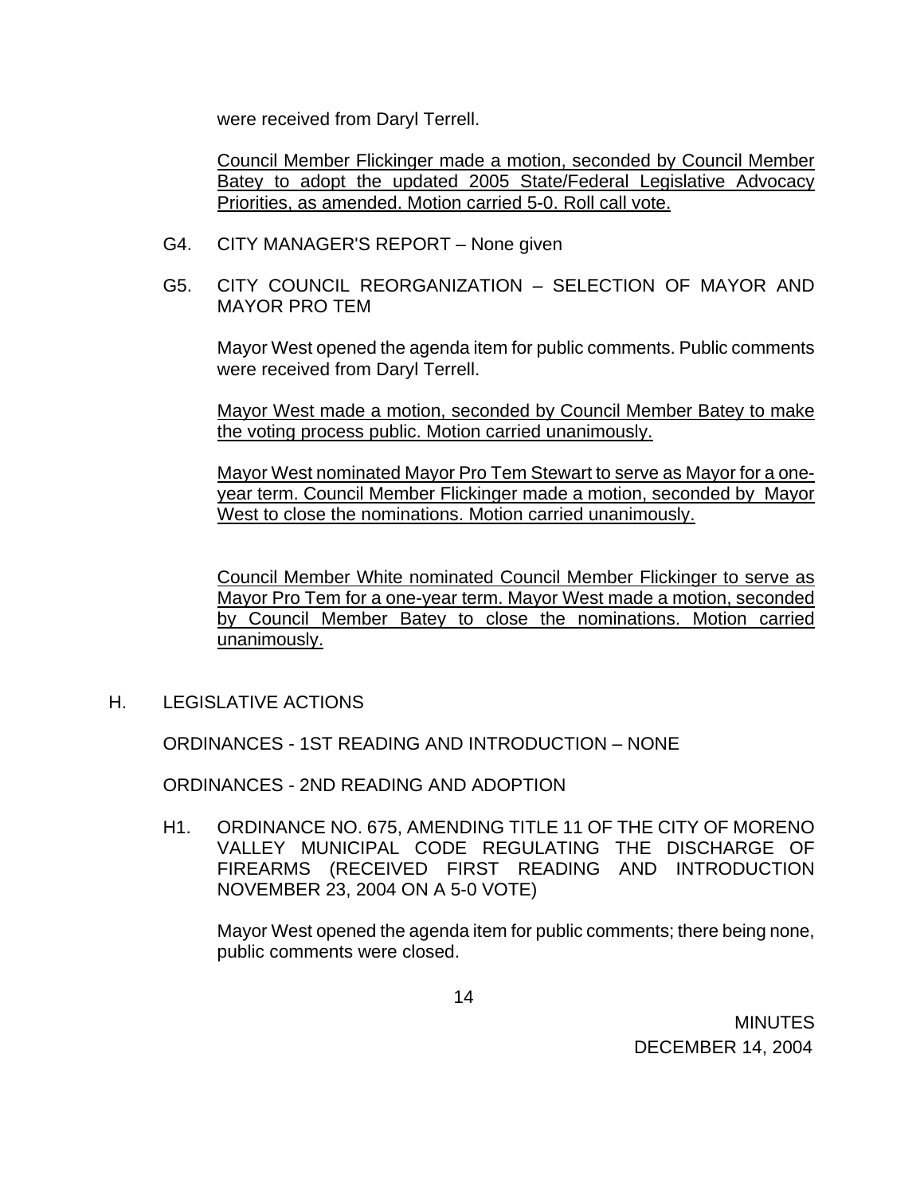were received from Daryl Terrell.

Council Member Flickinger made a motion, seconded by Council Member Batey to adopt the updated 2005 State/Federal Legislative Advocacy Priorities, as amended. Motion carried 5-0. Roll call vote.

G4. CITY MANAGER'S REPORT – None given

G5. CITY COUNCIL REORGANIZATION – SELECTION OF MAYOR AND MAYOR PRO TEM

Mayor West opened the agenda item for public comments. Public comments were received from Daryl Terrell.

Mayor West made a motion, seconded by Council Member Batey to make the voting process public. Motion carried unanimously.

Mayor West nominated Mayor Pro Tem Stewart to serve as Mayor for a one-year term. Council Member Flickinger made a motion, seconded by Mayor West to close the nominations. Motion carried unanimously.

Council Member White nominated Council Member Flickinger to serve as Mayor Pro Tem for a one-year term. Mayor West made a motion, seconded by Council Member Batey to close the nominations. Motion carried unanimously.

H. LEGISLATIVE ACTIONS

ORDINANCES - 1ST READING AND INTRODUCTION – NONE

ORDINANCES - 2ND READING AND ADOPTION

H1. ORDINANCE NO. 675, AMENDING TITLE 11 OF THE CITY OF MORENO VALLEY MUNICIPAL CODE REGULATING THE DISCHARGE OF FIREARMS (RECEIVED FIRST READING AND INTRODUCTION NOVEMBER 23, 2004 ON A 5-0 VOTE)

Mayor West opened the agenda item for public comments; there being none, public comments were closed.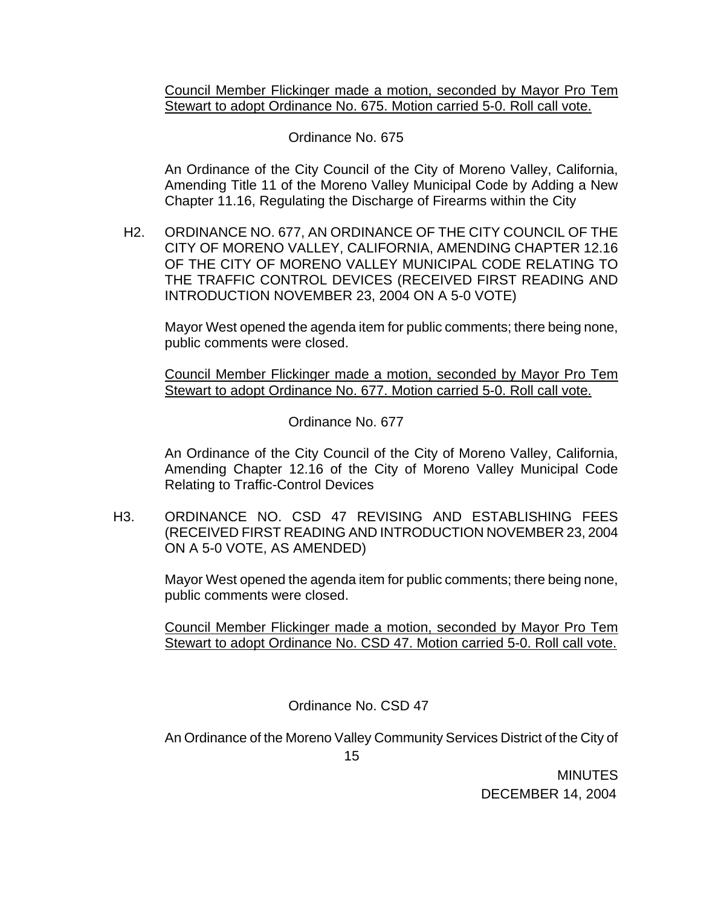Council Member Flickinger made a motion, seconded by Mayor Pro Tem Stewart to adopt Ordinance No. 675. Motion carried 5-0. Roll call vote.

Ordinance No. 675

An Ordinance of the City Council of the City of Moreno Valley, California, Amending Title 11 of the Moreno Valley Municipal Code by Adding a New Chapter 11.16, Regulating the Discharge of Firearms within the City

H2. ORDINANCE NO. 677, AN ORDINANCE OF THE CITY COUNCIL OF THE CITY OF MORENO VALLEY, CALIFORNIA, AMENDING CHAPTER 12.16 OF THE CITY OF MORENO VALLEY MUNICIPAL CODE RELATING TO THE TRAFFIC CONTROL DEVICES (RECEIVED FIRST READING AND INTRODUCTION NOVEMBER 23, 2004 ON A 5-0 VOTE)

Mayor West opened the agenda item for public comments; there being none, public comments were closed.

Council Member Flickinger made a motion, seconded by Mayor Pro Tem Stewart to adopt Ordinance No. 677. Motion carried 5-0. Roll call vote.

Ordinance No. 677

An Ordinance of the City Council of the City of Moreno Valley, California, Amending Chapter 12.16 of the City of Moreno Valley Municipal Code Relating to Traffic-Control Devices

H3. ORDINANCE NO. CSD 47 REVISING AND ESTABLISHING FEES (RECEIVED FIRST READING AND INTRODUCTION NOVEMBER 23, 2004 ON A 5-0 VOTE, AS AMENDED)

Mayor West opened the agenda item for public comments; there being none, public comments were closed.

Council Member Flickinger made a motion, seconded by Mayor Pro Tem Stewart to adopt Ordinance No. CSD 47. Motion carried 5-0. Roll call vote.

Ordinance No. CSD 47

An Ordinance of the Moreno Valley Community Services District of the City of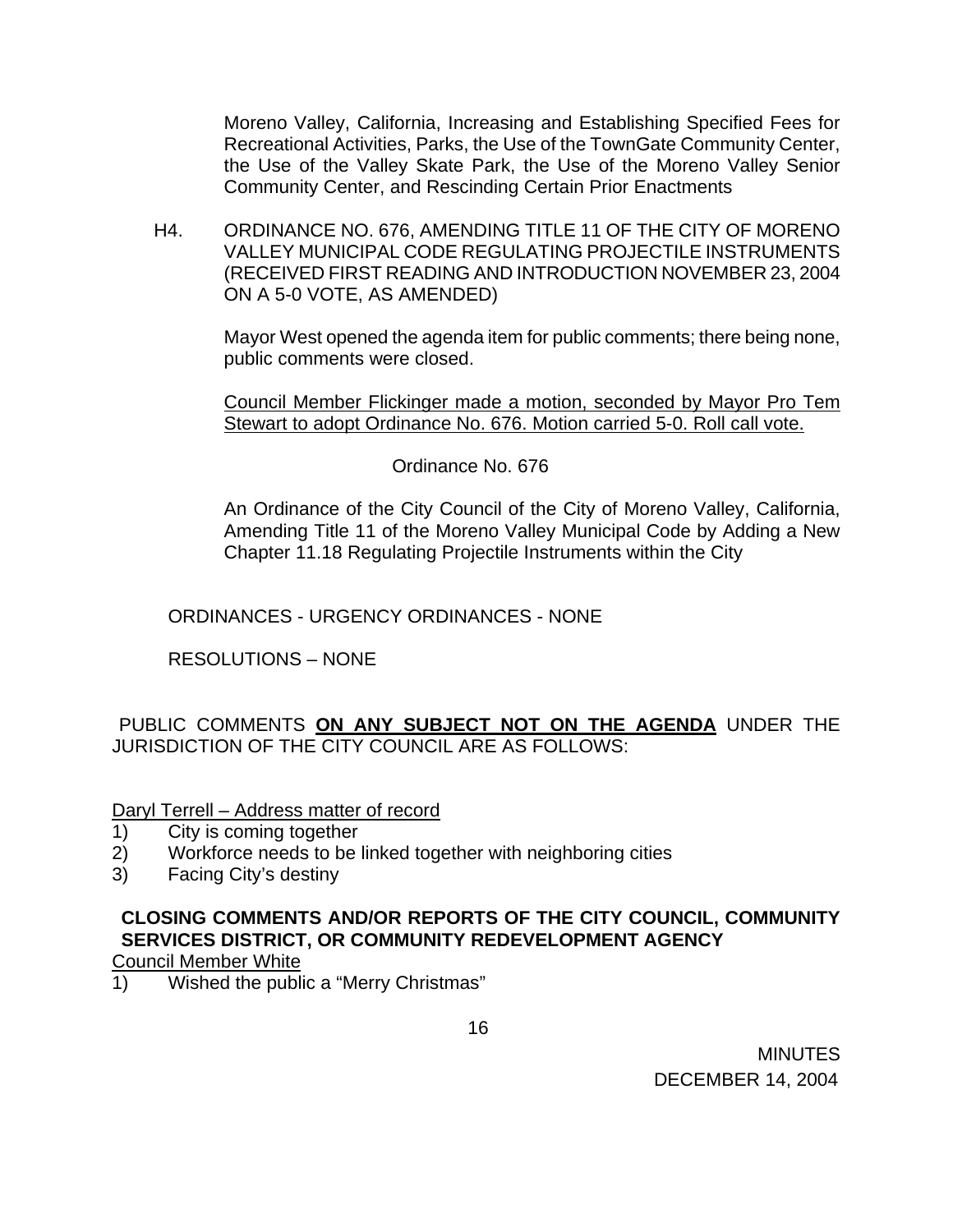Moreno Valley, California, Increasing and Establishing Specified Fees for Recreational Activities, Parks, the Use of the TownGate Community Center, the Use of the Valley Skate Park, the Use of the Moreno Valley Senior Community Center, and Rescinding Certain Prior Enactments

H4. ORDINANCE NO. 676, AMENDING TITLE 11 OF THE CITY OF MORENO VALLEY MUNICIPAL CODE REGULATING PROJECTILE INSTRUMENTS (RECEIVED FIRST READING AND INTRODUCTION NOVEMBER 23, 2004 ON A 5-0 VOTE, AS AMENDED)

Mayor West opened the agenda item for public comments; there being none, public comments were closed.

Council Member Flickinger made a motion, seconded by Mayor Pro Tem Stewart to adopt Ordinance No. 676. Motion carried 5-0. Roll call vote.

Ordinance No. 676

An Ordinance of the City Council of the City of Moreno Valley, California, Amending Title 11 of the Moreno Valley Municipal Code by Adding a New Chapter 11.18 Regulating Projectile Instruments within the City

ORDINANCES - URGENCY ORDINANCES - NONE

RESOLUTIONS – NONE

PUBLIC COMMENTS **ON ANY SUBJECT NOT ON THE AGENDA** UNDER THE JURISDICTION OF THE CITY COUNCIL ARE AS FOLLOWS:

Daryl Terrell – Address matter of record

1) City is coming together
2) Workforce needs to be linked together with neighboring cities
3) Facing City's destiny

**CLOSING COMMENTS AND/OR REPORTS OF THE CITY COUNCIL, COMMUNITY SERVICES DISTRICT, OR COMMUNITY REDEVELOPMENT AGENCY**

Council Member White

1) Wished the public a "Merry Christmas"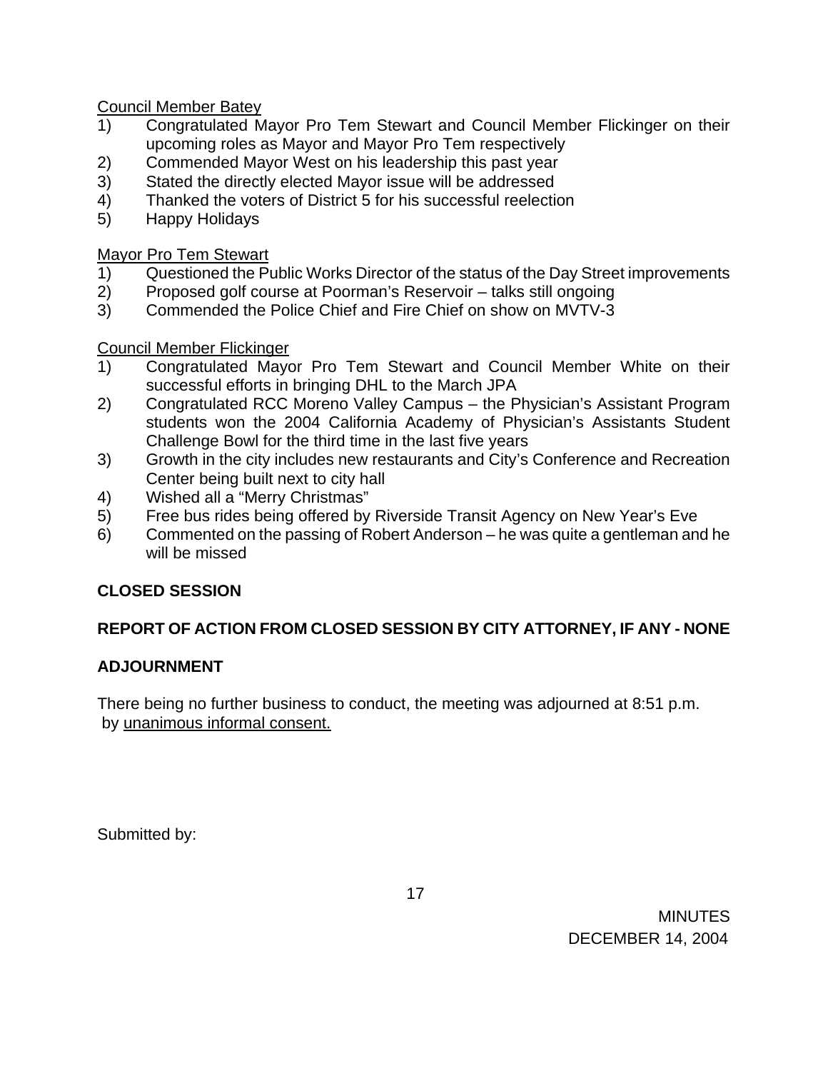Council Member Batey

1) Congratulated Mayor Pro Tem Stewart and Council Member Flickinger on their upcoming roles as Mayor and Mayor Pro Tem respectively
2) Commended Mayor West on his leadership this past year
3) Stated the directly elected Mayor issue will be addressed
4) Thanked the voters of District 5 for his successful reelection
5) Happy Holidays

Mayor Pro Tem Stewart

1) Questioned the Public Works Director of the status of the Day Street improvements
2) Proposed golf course at Poorman's Reservoir – talks still ongoing
3) Commended the Police Chief and Fire Chief on show on MVTV-3

Council Member Flickinger

1) Congratulated Mayor Pro Tem Stewart and Council Member White on their successful efforts in bringing DHL to the March JPA
2) Congratulated RCC Moreno Valley Campus – the Physician's Assistant Program students won the 2004 California Academy of Physician's Assistants Student Challenge Bowl for the third time in the last five years
3) Growth in the city includes new restaurants and City's Conference and Recreation Center being built next to city hall
4) Wished all a "Merry Christmas"
5) Free bus rides being offered by Riverside Transit Agency on New Year's Eve
6) Commented on the passing of Robert Anderson – he was quite a gentleman and he will be missed

**CLOSED SESSION**

**REPORT OF ACTION FROM CLOSED SESSION BY CITY ATTORNEY, IF ANY - NONE**

**ADJOURNMENT**

There being no further business to conduct, the meeting was adjourned at 8:51 p.m. by unanimous informal consent.

Submitted by: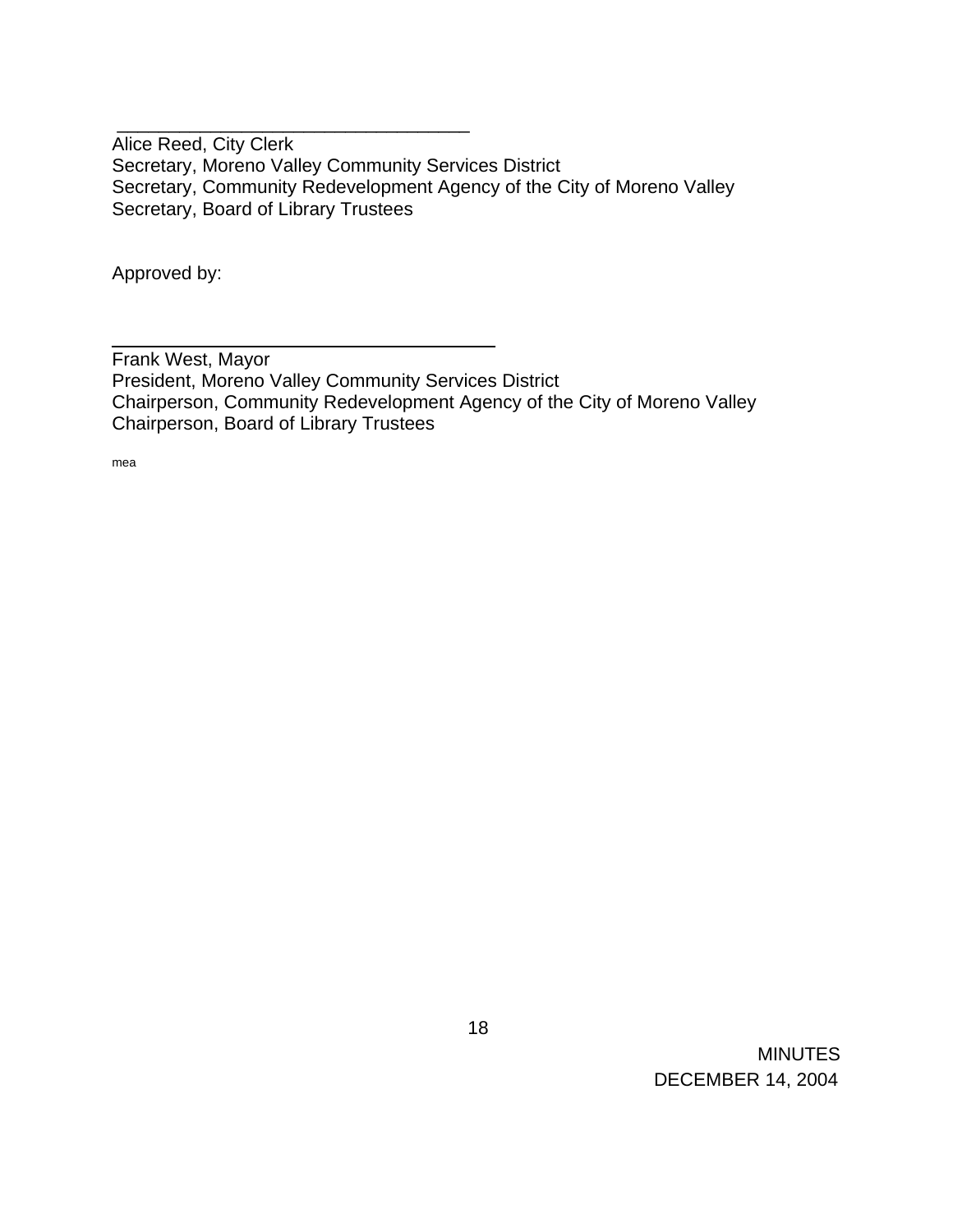\_\_\_\_\_\_\_\_\_\_\_\_\_\_\_\_\_\_\_\_\_\_\_\_\_\_\_\_\_\_\_\_\_\_\_

Alice Reed, City Clerk
Secretary, Moreno Valley Community Services District
Secretary, Community Redevelopment Agency of the City of Moreno Valley
Secretary, Board of Library Trustees

Approved by:

\_\_\_\_\_\_\_\_\_\_\_\_\_\_\_\_\_\_\_\_\_\_\_\_\_\_\_\_\_\_\_\_\_\_\_\_\_\_

Frank West, Mayor
President, Moreno Valley Community Services District
Chairperson, Community Redevelopment Agency of the City of Moreno Valley
Chairperson, Board of Library Trustees

mea